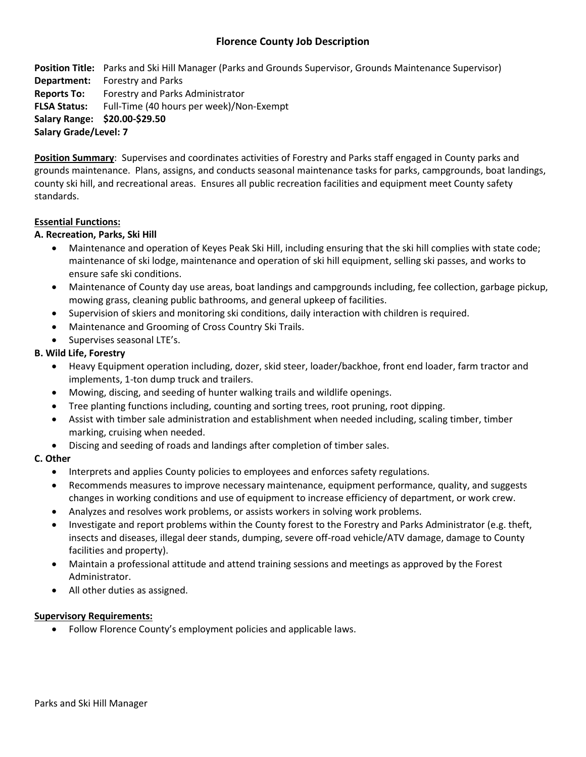# Florence County Job Description

**Position Title:** Parks and Ski Hill Manager (Parks and Grounds Supervisor, Grounds Maintenance Supervisor)
**Department:** Forestry and Parks
**Reports To:** Forestry and Parks Administrator
**FLSA Status:** Full-Time (40 hours per week)/Non-Exempt
**Salary Range: $20.00-$29.50**
**Salary Grade/Level: 7**

**Position Summary**: Supervises and coordinates activities of Forestry and Parks staff engaged in County parks and grounds maintenance. Plans, assigns, and conducts seasonal maintenance tasks for parks, campgrounds, boat landings, county ski hill, and recreational areas. Ensures all public recreation facilities and equipment meet County safety standards.

**Essential Functions:**

**A. Recreation, Parks, Ski Hill**

- Maintenance and operation of Keyes Peak Ski Hill, including ensuring that the ski hill complies with state code; maintenance of ski lodge, maintenance and operation of ski hill equipment, selling ski passes, and works to ensure safe ski conditions.
- Maintenance of County day use areas, boat landings and campgrounds including fee collection, garbage pickup, mowing grass, cleaning public bathrooms, and general upkeep of facilities.
- Supervision of skiers and monitoring ski conditions, daily interaction with children is required.
- Maintenance and Grooming of Cross Country Ski Trails.
- Supervises seasonal LTE's.

**B. Wild Life, Forestry**

- Heavy Equipment operation including, dozer, skid steer, loader/backhoe, front end loader, farm tractor and implements, 1-ton dump truck and trailers.
- Mowing, discing, and seeding of hunter walking trails and wildlife openings.
- Tree planting functions including, counting and sorting trees, root pruning, root dipping.
- Assist with timber sale administration and establishment when needed including, scaling timber, timber marking, cruising when needed.
- Discing and seeding of roads and landings after completion of timber sales.

**C. Other**

- Interprets and applies County policies to employees and enforces safety regulations.
- Recommends measures to improve necessary maintenance, equipment performance, quality, and suggests changes in working conditions and use of equipment to increase efficiency of department, or work crew.
- Analyzes and resolves work problems, or assists workers in solving work problems.
- Investigate and report problems within the County forest to the Forestry and Parks Administrator (e.g. theft, insects and diseases, illegal deer stands, dumping, severe off-road vehicle/ATV damage, damage to County facilities and property).
- Maintain a professional attitude and attend training sessions and meetings as approved by the Forest Administrator.
- All other duties as assigned.

**Supervisory Requirements:**

- Follow Florence County's employment policies and applicable laws.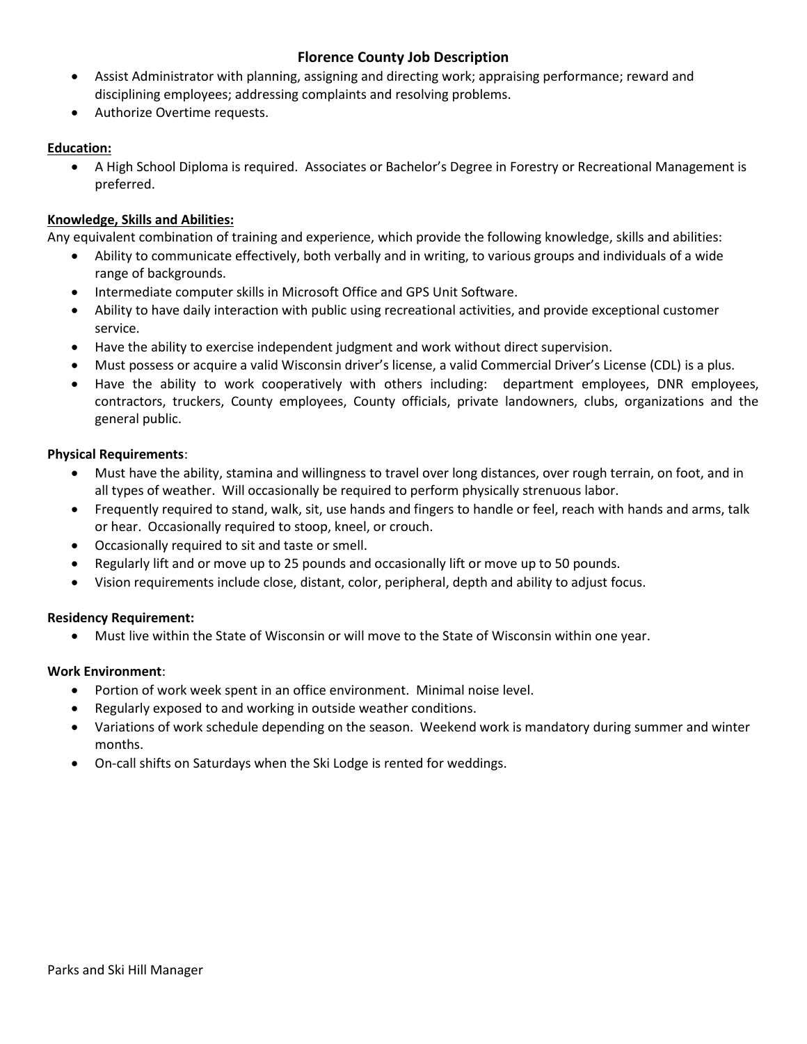- Assist Administrator with planning, assigning and directing work; appraising performance; reward and disciplining employees; addressing complaints and resolving problems.
- Authorize Overtime requests.

**Education:**

- A High School Diploma is required. Associates or Bachelor's Degree in Forestry or Recreational Management is preferred.

**Knowledge, Skills and Abilities:**

Any equivalent combination of training and experience, which provide the following knowledge, skills and abilities:

- Ability to communicate effectively, both verbally and in writing, to various groups and individuals of a wide range of backgrounds.
- Intermediate computer skills in Microsoft Office and GPS Unit Software.
- Ability to have daily interaction with public using recreational activities, and provide exceptional customer service.
- Have the ability to exercise independent judgment and work without direct supervision.
- Must possess or acquire a valid Wisconsin driver's license, a valid Commercial Driver's License (CDL) is a plus.
- Have the ability to work cooperatively with others including: department employees, DNR employees, contractors, truckers, County employees, County officials, private landowners, clubs, organizations and the general public.

**Physical Requirements**:

- Must have the ability, stamina and willingness to travel over long distances, over rough terrain, on foot, and in all types of weather. Will occasionally be required to perform physically strenuous labor.
- Frequently required to stand, walk, sit, use hands and fingers to handle or feel, reach with hands and arms, talk or hear. Occasionally required to stoop, kneel, or crouch.
- Occasionally required to sit and taste or smell.
- Regularly lift and or move up to 25 pounds and occasionally lift or move up to 50 pounds.
- Vision requirements include close, distant, color, peripheral, depth and ability to adjust focus.

**Residency Requirement:**

- Must live within the State of Wisconsin or will move to the State of Wisconsin within one year.

**Work Environment**:

- Portion of work week spent in an office environment. Minimal noise level.
- Regularly exposed to and working in outside weather conditions.
- Variations of work schedule depending on the season. Weekend work is mandatory during summer and winter months.
- On-call shifts on Saturdays when the Ski Lodge is rented for weddings.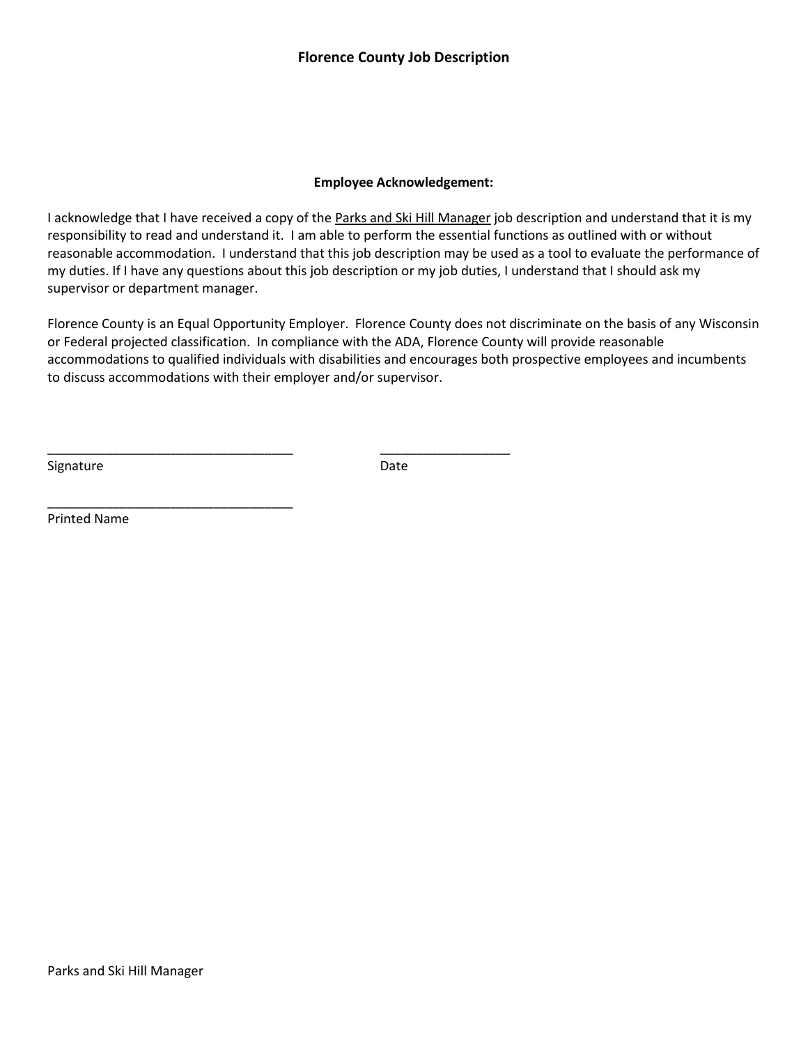# Florence County Job Description

## Employee Acknowledgement:

I acknowledge that I have received a copy of the Parks and Ski Hill Manager job description and understand that it is my responsibility to read and understand it. I am able to perform the essential functions as outlined with or without reasonable accommodation. I understand that this job description may be used as a tool to evaluate the performance of my duties. If I have any questions about this job description or my job duties, I understand that I should ask my supervisor or department manager.

Florence County is an Equal Opportunity Employer. Florence County does not discriminate on the basis of any Wisconsin or Federal projected classification. In compliance with the ADA, Florence County will provide reasonable accommodations to qualified individuals with disabilities and encourages both prospective employees and incumbents to discuss accommodations with their employer and/or supervisor.

\_\_\_\_\_\_\_\_\_\_\_\_\_\_\_\_\_\_\_\_\_\_\_\_\_\_\_\_\_\_\_\_\_\_ \_\_\_\_\_\_\_\_\_\_\_\_\_\_\_\_\_\_

Signature Date

\_\_\_\_\_\_\_\_\_\_\_\_\_\_\_\_\_\_\_\_\_\_\_\_\_\_\_\_\_\_\_\_\_\_

Printed Name